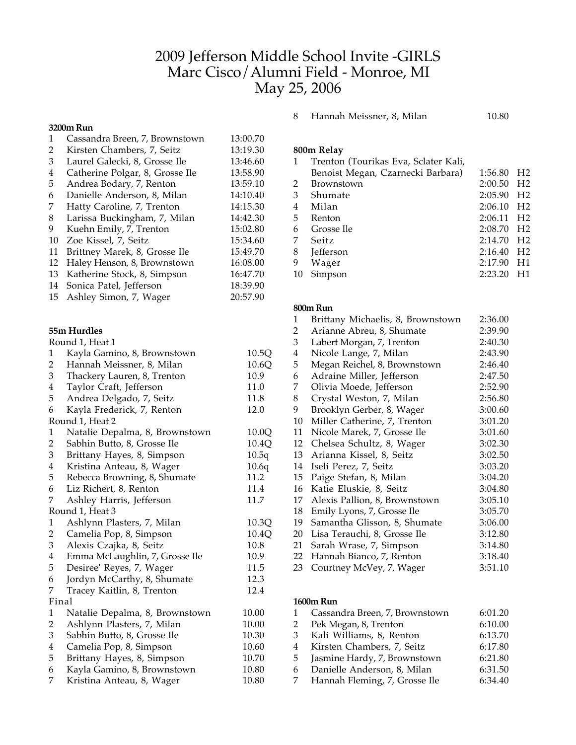# 2009 Jefferson Middle School Invite -GIRLS
## Marc Cisco/Alumni Field - Monroe, MI
## May 25, 2006

### 3200m Run

| | | |
|---|---|---|
| 1 | Cassandra Breen, 7, Brownstown | 13:00.70 |
| 2 | Kirsten Chambers, 7, Seitz | 13:19.30 |
| 3 | Laurel Galecki, 8, Grosse Ile | 13:46.60 |
| 4 | Catherine Polgar, 8, Grosse Ile | 13:58.90 |
| 5 | Andrea Bodary, 7, Renton | 13:59.10 |
| 6 | Danielle Anderson, 8, Milan | 14:10.40 |
| 7 | Hatty Caroline, 7, Trenton | 14:15.30 |
| 8 | Larissa Buckingham, 7, Milan | 14:42.30 |
| 9 | Kuehn Emily, 7, Trenton | 15:02.80 |
| 10 | Zoe Kissel, 7, Seitz | 15:34.60 |
| 11 | Brittney Marek, 8, Grosse Ile | 15:49.70 |
| 12 | Haley Henson, 8, Brownstown | 16:08.00 |
| 13 | Katherine Stock, 8, Simpson | 16:47.70 |
| 14 | Sonica Patel, Jefferson | 18:39.90 |
| 15 | Ashley Simon, 7, Wager | 20:57.90 |

### 55m Hurdles

Round 1, Heat 1

| | | |
|---|---|---|
| 1 | Kayla Gamino, 8, Brownstown | 10.5Q |
| 2 | Hannah Meissner, 8, Milan | 10.6Q |
| 3 | Thackery Lauren, 8, Trenton | 10.9 |
| 4 | Taylor Craft, Jefferson | 11.0 |
| 5 | Andrea Delgado, 7, Seitz | 11.8 |
| 6 | Kayla Frederick, 7, Renton | 12.0 |

Round 1, Heat 2

| | | |
|---|---|---|
| 1 | Natalie Depalma, 8, Brownstown | 10.0Q |
| 2 | Sabhin Butto, 8, Grosse Ile | 10.4Q |
| 3 | Brittany Hayes, 8, Simpson | 10.5q |
| 4 | Kristina Anteau, 8, Wager | 10.6q |
| 5 | Rebecca Browning, 8, Shumate | 11.2 |
| 6 | Liz Richert, 8, Renton | 11.4 |
| 7 | Ashley Harris, Jefferson | 11.7 |

Round 1, Heat 3

| | | |
|---|---|---|
| 1 | Ashlynn Plasters, 7, Milan | 10.3Q |
| 2 | Camelia Pop, 8, Simpson | 10.4Q |
| 3 | Alexis Czajka, 8, Seitz | 10.8 |
| 4 | Emma McLaughlin, 7, Grosse Ile | 10.9 |
| 5 | Desiree' Reyes, 7, Wager | 11.5 |
| 6 | Jordyn McCarthy, 8, Shumate | 12.3 |
| 7 | Tracey Kaitlin, 8, Trenton | 12.4 |

Final

| | | |
|---|---|---|
| 1 | Natalie Depalma, 8, Brownstown | 10.00 |
| 2 | Ashlynn Plasters, 7, Milan | 10.00 |
| 3 | Sabhin Butto, 8, Grosse Ile | 10.30 |
| 4 | Camelia Pop, 8, Simpson | 10.60 |
| 5 | Brittany Hayes, 8, Simpson | 10.70 |
| 6 | Kayla Gamino, 8, Brownstown | 10.80 |
| 7 | Kristina Anteau, 8, Wager | 10.80 |
| 8 | Hannah Meissner, 8, Milan | 10.80 |

### 800m Relay

| | | | |
|---|---|---|---|
| 1 | Trenton (Tourikas Eva, Sclater Kali, Benoist Megan, Czarnecki Barbara) | 1:56.80 | H2 |
| 2 | Brownstown | 2:00.50 | H2 |
| 3 | Shumate | 2:05.90 | H2 |
| 4 | Milan | 2:06.10 | H2 |
| 5 | Renton | 2:06.11 | H2 |
| 6 | Grosse Ile | 2:08.70 | H2 |
| 7 | Seitz | 2:14.70 | H2 |
| 8 | Jefferson | 2:16.40 | H2 |
| 9 | Wager | 2:17.90 | H1 |
| 10 | Simpson | 2:23.20 | H1 |

### 800m Run

| | | |
|---|---|---|
| 1 | Brittany Michaelis, 8, Brownstown | 2:36.00 |
| 2 | Arianne Abreu, 8, Shumate | 2:39.90 |
| 3 | Labert Morgan, 7, Trenton | 2:40.30 |
| 4 | Nicole Lange, 7, Milan | 2:43.90 |
| 5 | Megan Reichel, 8, Brownstown | 2:46.40 |
| 6 | Adraine Miller, Jefferson | 2:47.50 |
| 7 | Olivia Moede, Jefferson | 2:52.90 |
| 8 | Crystal Weston, 7, Milan | 2:56.80 |
| 9 | Brooklyn Gerber, 8, Wager | 3:00.60 |
| 10 | Miller Catherine, 7, Trenton | 3:01.20 |
| 11 | Nicole Marek, 7, Grosse Ile | 3:01.60 |
| 12 | Chelsea Schultz, 8, Wager | 3:02.30 |
| 13 | Arianna Kissel, 8, Seitz | 3:02.50 |
| 14 | Iseli Perez, 7, Seitz | 3:03.20 |
| 15 | Paige Stefan, 8, Milan | 3:04.20 |
| 16 | Katie Eluskie, 8, Seitz | 3:04.80 |
| 17 | Alexis Pallion, 8, Brownstown | 3:05.10 |
| 18 | Emily Lyons, 7, Grosse Ile | 3:05.70 |
| 19 | Samantha Glisson, 8, Shumate | 3:06.00 |
| 20 | Lisa Terauchi, 8, Grosse Ile | 3:12.80 |
| 21 | Sarah Wrase, 7, Simpson | 3:14.80 |
| 22 | Hannah Bianco, 7, Renton | 3:18.40 |
| 23 | Courtney McVey, 7, Wager | 3:51.10 |

### 1600m Run

| | | |
|---|---|---|
| 1 | Cassandra Breen, 7, Brownstown | 6:01.20 |
| 2 | Pek Megan, 8, Trenton | 6:10.00 |
| 3 | Kali Williams, 8, Renton | 6:13.70 |
| 4 | Kirsten Chambers, 7, Seitz | 6:17.80 |
| 5 | Jasmine Hardy, 7, Brownstown | 6:21.80 |
| 6 | Danielle Anderson, 8, Milan | 6:31.50 |
| 7 | Hannah Fleming, 7, Grosse Ile | 6:34.40 |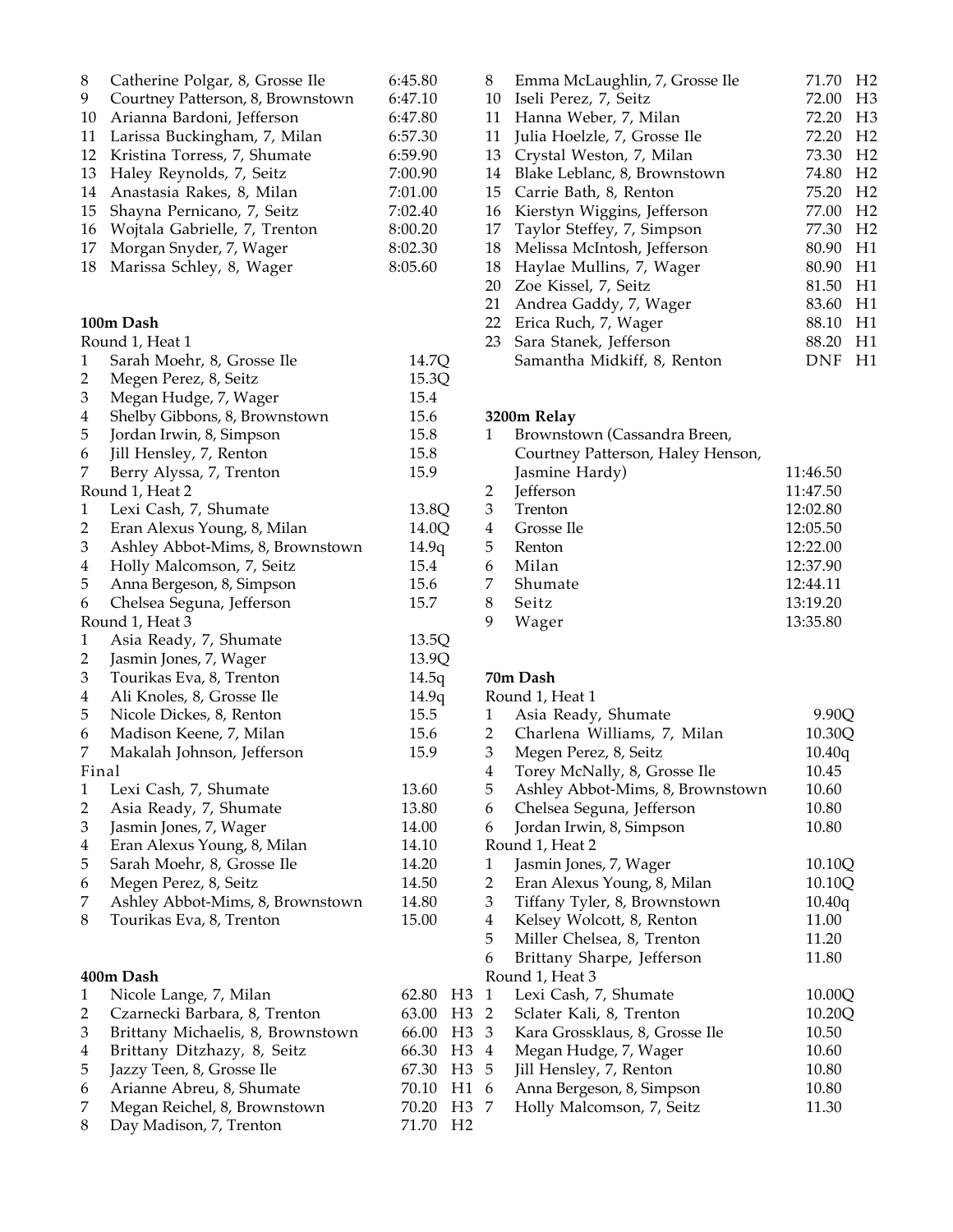| Place | Name | Time |
|---|---|---|
| 8 | Catherine Polgar, 8, Grosse Ile | 6:45.80 |
| 9 | Courtney Patterson, 8, Brownstown | 6:47.10 |
| 10 | Arianna Bardoni, Jefferson | 6:47.80 |
| 11 | Larissa Buckingham, 7, Milan | 6:57.30 |
| 12 | Kristina Torress, 7, Shumate | 6:59.90 |
| 13 | Haley Reynolds, 7, Seitz | 7:00.90 |
| 14 | Anastasia Rakes, 8, Milan | 7:01.00 |
| 15 | Shayna Pernicano, 7, Seitz | 7:02.40 |
| 16 | Wojtala Gabrielle, 7, Trenton | 8:00.20 |
| 17 | Morgan Snyder, 7, Wager | 8:02.30 |
| 18 | Marissa Schley, 8, Wager | 8:05.60 |

**100m Dash**

Round 1, Heat 1

| Place | Name | Time |
|---|---|---|
| 1 | Sarah Moehr, 8, Grosse Ile | 14.7Q |
| 2 | Megen Perez, 8, Seitz | 15.3Q |
| 3 | Megan Hudge, 7, Wager | 15.4 |
| 4 | Shelby Gibbons, 8, Brownstown | 15.6 |
| 5 | Jordan Irwin, 8, Simpson | 15.8 |
| 6 | Jill Hensley, 7, Renton | 15.8 |
| 7 | Berry Alyssa, 7, Trenton | 15.9 |

Round 1, Heat 2

| Place | Name | Time |
|---|---|---|
| 1 | Lexi Cash, 7, Shumate | 13.8Q |
| 2 | Eran Alexus Young, 8, Milan | 14.0Q |
| 3 | Ashley Abbot-Mims, 8, Brownstown | 14.9q |
| 4 | Holly Malcomson, 7, Seitz | 15.4 |
| 5 | Anna Bergeson, 8, Simpson | 15.6 |
| 6 | Chelsea Seguna, Jefferson | 15.7 |

Round 1, Heat 3

| Place | Name | Time |
|---|---|---|
| 1 | Asia Ready, 7, Shumate | 13.5Q |
| 2 | Jasmin Jones, 7, Wager | 13.9Q |
| 3 | Tourikas Eva, 8, Trenton | 14.5q |
| 4 | Ali Knoles, 8, Grosse Ile | 14.9q |
| 5 | Nicole Dickes, 8, Renton | 15.5 |
| 6 | Madison Keene, 7, Milan | 15.6 |
| 7 | Makalah Johnson, Jefferson | 15.9 |

Final

| Place | Name | Time |
|---|---|---|
| 1 | Lexi Cash, 7, Shumate | 13.60 |
| 2 | Asia Ready, 7, Shumate | 13.80 |
| 3 | Jasmin Jones, 7, Wager | 14.00 |
| 4 | Eran Alexus Young, 8, Milan | 14.10 |
| 5 | Sarah Moehr, 8, Grosse Ile | 14.20 |
| 6 | Megen Perez, 8, Seitz | 14.50 |
| 7 | Ashley Abbot-Mims, 8, Brownstown | 14.80 |
| 8 | Tourikas Eva, 8, Trenton | 15.00 |

**400m Dash**

| Place | Name | Time | Heat |
|---|---|---|---|
| 1 | Nicole Lange, 7, Milan | 62.80 | H3 |
| 2 | Czarnecki Barbara, 8, Trenton | 63.00 | H3 |
| 3 | Brittany Michaelis, 8, Brownstown | 66.00 | H3 |
| 4 | Brittany Ditzhazy, 8, Seitz | 66.30 | H3 |
| 5 | Jazzy Teen, 8, Grosse Ile | 67.30 | H3 |
| 6 | Arianne Abreu, 8, Shumate | 70.10 | H1 |
| 7 | Megan Reichel, 8, Brownstown | 70.20 | H3 |
| 8 | Day Madison, 7, Trenton | 71.70 | H2 |
| 8 | Emma McLaughlin, 7, Grosse Ile | 71.70 | H2 |
| 10 | Iseli Perez, 7, Seitz | 72.00 | H3 |
| 11 | Hanna Weber, 7, Milan | 72.20 | H3 |
| 11 | Julia Hoelzle, 7, Grosse Ile | 72.20 | H2 |
| 13 | Crystal Weston, 7, Milan | 73.30 | H2 |
| 14 | Blake Leblanc, 8, Brownstown | 74.80 | H2 |
| 15 | Carrie Bath, 8, Renton | 75.20 | H2 |
| 16 | Kierstyn Wiggins, Jefferson | 77.00 | H2 |
| 17 | Taylor Steffey, 7, Simpson | 77.30 | H2 |
| 18 | Melissa McIntosh, Jefferson | 80.90 | H1 |
| 18 | Haylae Mullins, 7, Wager | 80.90 | H1 |
| 20 | Zoe Kissel, 7, Seitz | 81.50 | H1 |
| 21 | Andrea Gaddy, 7, Wager | 83.60 | H1 |
| 22 | Erica Ruch, 7, Wager | 88.10 | H1 |
| 23 | Sara Stanek, Jefferson | 88.20 | H1 |
| | Samantha Midkiff, 8, Renton | DNF | H1 |

**3200m Relay**

| Place | Team | Time |
|---|---|---|
| 1 | Brownstown (Cassandra Breen, Courtney Patterson, Haley Henson, Jasmine Hardy) | 11:46.50 |
| 2 | Jefferson | 11:47.50 |
| 3 | Trenton | 12:02.80 |
| 4 | Grosse Ile | 12:05.50 |
| 5 | Renton | 12:22.00 |
| 6 | Milan | 12:37.90 |
| 7 | Shumate | 12:44.11 |
| 8 | Seitz | 13:19.20 |
| 9 | Wager | 13:35.80 |

**70m Dash**

Round 1, Heat 1

| Place | Name | Time |
|---|---|---|
| 1 | Asia Ready, Shumate | 9.90Q |
| 2 | Charlena Williams, 7, Milan | 10.30Q |
| 3 | Megen Perez, 8, Seitz | 10.40q |
| 4 | Torey McNally, 8, Grosse Ile | 10.45 |
| 5 | Ashley Abbot-Mims, 8, Brownstown | 10.60 |
| 6 | Chelsea Seguna, Jefferson | 10.80 |
| 6 | Jordan Irwin, 8, Simpson | 10.80 |

Round 1, Heat 2

| Place | Name | Time |
|---|---|---|
| 1 | Jasmin Jones, 7, Wager | 10.10Q |
| 2 | Eran Alexus Young, 8, Milan | 10.10Q |
| 3 | Tiffany Tyler, 8, Brownstown | 10.40q |
| 4 | Kelsey Wolcott, 8, Renton | 11.00 |
| 5 | Miller Chelsea, 8, Trenton | 11.20 |
| 6 | Brittany Sharpe, Jefferson | 11.80 |

Round 1, Heat 3

| Place | Name | Time |
|---|---|---|
| 1 | Lexi Cash, 7, Shumate | 10.00Q |
| 2 | Sclater Kali, 8, Trenton | 10.20Q |
| 3 | Kara Grossklaus, 8, Grosse Ile | 10.50 |
| 4 | Megan Hudge, 7, Wager | 10.60 |
| 5 | Jill Hensley, 7, Renton | 10.80 |
| 6 | Anna Bergeson, 8, Simpson | 10.80 |
| 7 | Holly Malcomson, 7, Seitz | 11.30 |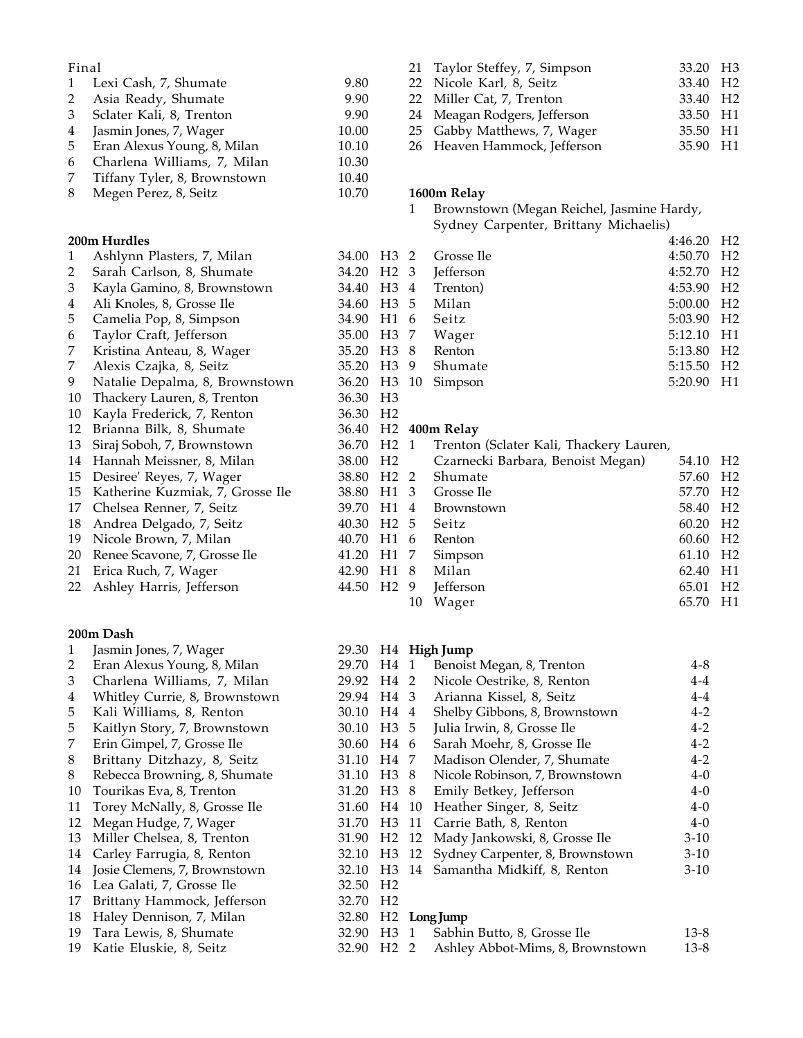Final

| | | |
|---|---|---|
| 1 | Lexi Cash, 7, Shumate | 9.80 |
| 2 | Asia Ready, Shumate | 9.90 |
| 3 | Sclater Kali, 8, Trenton | 9.90 |
| 4 | Jasmin Jones, 7, Wager | 10.00 |
| 5 | Eran Alexus Young, 8, Milan | 10.10 |
| 6 | Charlena Williams, 7, Milan | 10.30 |
| 7 | Tiffany Tyler, 8, Brownstown | 10.40 |
| 8 | Megen Perez, 8, Seitz | 10.70 |

**200m Hurdles**

| | | | |
|---|---|---|---|
| 1 | Ashlynn Plasters, 7, Milan | 34.00 | H3 |
| 2 | Sarah Carlson, 8, Shumate | 34.20 | H2 |
| 3 | Kayla Gamino, 8, Brownstown | 34.40 | H3 |
| 4 | Ali Knoles, 8, Grosse Ile | 34.60 | H3 |
| 5 | Camelia Pop, 8, Simpson | 34.90 | H1 |
| 6 | Taylor Craft, Jefferson | 35.00 | H3 |
| 7 | Kristina Anteau, 8, Wager | 35.20 | H3 |
| 7 | Alexis Czajka, 8, Seitz | 35.20 | H3 |
| 9 | Natalie Depalma, 8, Brownstown | 36.20 | H3 |
| 10 | Thackery Lauren, 8, Trenton | 36.30 | H3 |
| 10 | Kayla Frederick, 7, Renton | 36.30 | H2 |
| 12 | Brianna Bilk, 8, Shumate | 36.40 | H2 |
| 13 | Siraj Soboh, 7, Brownstown | 36.70 | H2 |
| 14 | Hannah Meissner, 8, Milan | 38.00 | H2 |
| 15 | Desiree' Reyes, 7, Wager | 38.80 | H2 |
| 15 | Katherine Kuzmiak, 7, Grosse Ile | 38.80 | H1 |
| 17 | Chelsea Renner, 7, Seitz | 39.70 | H1 |
| 18 | Andrea Delgado, 7, Seitz | 40.30 | H2 |
| 19 | Nicole Brown, 7, Milan | 40.70 | H1 |
| 20 | Renee Scavone, 7, Grosse Ile | 41.20 | H1 |
| 21 | Erica Ruch, 7, Wager | 42.90 | H1 |
| 22 | Ashley Harris, Jefferson | 44.50 | H2 |

**200m Dash**

| | | | |
|---|---|---|---|
| 1 | Jasmin Jones, 7, Wager | 29.30 | H4 |
| 2 | Eran Alexus Young, 8, Milan | 29.70 | H4 |
| 3 | Charlena Williams, 7, Milan | 29.92 | H4 |
| 4 | Whitley Currie, 8, Brownstown | 29.94 | H4 |
| 5 | Kali Williams, 8, Renton | 30.10 | H4 |
| 5 | Kaitlyn Story, 7, Brownstown | 30.10 | H3 |
| 7 | Erin Gimpel, 7, Grosse Ile | 30.60 | H4 |
| 8 | Brittany Ditzhazy, 8, Seitz | 31.10 | H4 |
| 8 | Rebecca Browning, 8, Shumate | 31.10 | H3 |
| 10 | Tourikas Eva, 8, Trenton | 31.20 | H3 |
| 11 | Torey McNally, 8, Grosse Ile | 31.60 | H4 |
| 12 | Megan Hudge, 7, Wager | 31.70 | H3 |
| 13 | Miller Chelsea, 8, Trenton | 31.90 | H2 |
| 14 | Carley Farrugia, 8, Renton | 32.10 | H3 |
| 14 | Josie Clemens, 7, Brownstown | 32.10 | H3 |
| 16 | Lea Galati, 7, Grosse Ile | 32.50 | H2 |
| 17 | Brittany Hammock, Jefferson | 32.70 | H2 |
| 18 | Haley Dennison, 7, Milan | 32.80 | H2 |
| 19 | Tara Lewis, 8, Shumate | 32.90 | H3 |
| 19 | Katie Eluskie, 8, Seitz | 32.90 | H2 |
| 21 | Taylor Steffey, 7, Simpson | 33.20 | H3 |
| 22 | Nicole Karl, 8, Seitz | 33.40 | H2 |
| 22 | Miller Cat, 7, Trenton | 33.40 | H2 |
| 24 | Meagan Rodgers, Jefferson | 33.50 | H1 |
| 25 | Gabby Matthews, 7, Wager | 35.50 | H1 |
| 26 | Heaven Hammock, Jefferson | 35.90 | H1 |

**1600m Relay**

| | | | |
|---|---|---|---|
| 1 | Brownstown (Megan Reichel, Jasmine Hardy, Sydney Carpenter, Brittany Michaelis) | 4:46.20 | H2 |
| 2 | Grosse Ile | 4:50.70 | H2 |
| 3 | Jefferson | 4:52.70 | H2 |
| 4 | Trenton) | 4:53.90 | H2 |
| 5 | Milan | 5:00.00 | H2 |
| 6 | Seitz | 5:03.90 | H2 |
| 7 | Wager | 5:12.10 | H1 |
| 8 | Renton | 5:13.80 | H2 |
| 9 | Shumate | 5:15.50 | H2 |
| 10 | Simpson | 5:20.90 | H1 |

**400m Relay**

| | | | |
|---|---|---|---|
| 1 | Trenton (Sclater Kali, Thackery Lauren, Czarnecki Barbara, Benoist Megan) | 54.10 | H2 |
| 2 | Shumate | 57.60 | H2 |
| 3 | Grosse Ile | 57.70 | H2 |
| 4 | Brownstown | 58.40 | H2 |
| 5 | Seitz | 60.20 | H2 |
| 6 | Renton | 60.60 | H2 |
| 7 | Simpson | 61.10 | H2 |
| 8 | Milan | 62.40 | H1 |
| 9 | Jefferson | 65.01 | H2 |
| 10 | Wager | 65.70 | H1 |

**High Jump**

| | | |
|---|---|---|
| 1 | Benoist Megan, 8, Trenton | 4-8 |
| 2 | Nicole Oestrike, 8, Renton | 4-4 |
| 3 | Arianna Kissel, 8, Seitz | 4-4 |
| 4 | Shelby Gibbons, 8, Brownstown | 4-2 |
| 5 | Julia Irwin, 8, Grosse Ile | 4-2 |
| 6 | Sarah Moehr, 8, Grosse Ile | 4-2 |
| 7 | Madison Olender, 7, Shumate | 4-2 |
| 8 | Nicole Robinson, 7, Brownstown | 4-0 |
| 8 | Emily Betkey, Jefferson | 4-0 |
| 10 | Heather Singer, 8, Seitz | 4-0 |
| 11 | Carrie Bath, 8, Renton | 4-0 |
| 12 | Mady Jankowski, 8, Grosse Ile | 3-10 |
| 12 | Sydney Carpenter, 8, Brownstown | 3-10 |
| 14 | Samantha Midkiff, 8, Renton | 3-10 |

**Long Jump**

| | | |
|---|---|---|
| 1 | Sabhin Butto, 8, Grosse Ile | 13-8 |
| 2 | Ashley Abbot-Mims, 8, Brownstown | 13-8 |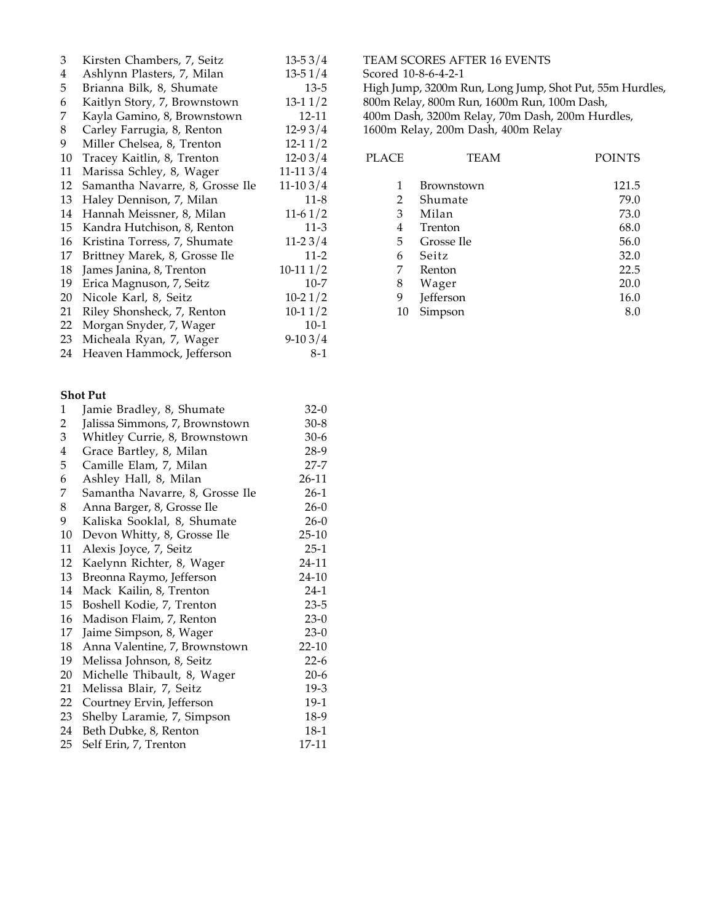| | | |
|---|---|---|
| 3 | Kirsten Chambers, 7, Seitz | 13-5 3/4 |
| 4 | Ashlynn Plasters, 7, Milan | 13-5 1/4 |
| 5 | Brianna Bilk, 8, Shumate | 13-5 |
| 6 | Kaitlyn Story, 7, Brownstown | 13-1 1/2 |
| 7 | Kayla Gamino, 8, Brownstown | 12-11 |
| 8 | Carley Farrugia, 8, Renton | 12-9 3/4 |
| 9 | Miller Chelsea, 8, Trenton | 12-1 1/2 |
| 10 | Tracey Kaitlin, 8, Trenton | 12-0 3/4 |
| 11 | Marissa Schley, 8, Wager | 11-11 3/4 |
| 12 | Samantha Navarre, 8, Grosse Ile | 11-10 3/4 |
| 13 | Haley Dennison, 7, Milan | 11-8 |
| 14 | Hannah Meissner, 8, Milan | 11-6 1/2 |
| 15 | Kandra Hutchison, 8, Renton | 11-3 |
| 16 | Kristina Torress, 7, Shumate | 11-2 3/4 |
| 17 | Brittney Marek, 8, Grosse Ile | 11-2 |
| 18 | James Janina, 8, Trenton | 10-11 1/2 |
| 19 | Erica Magnuson, 7, Seitz | 10-7 |
| 20 | Nicole Karl, 8, Seitz | 10-2 1/2 |
| 21 | Riley Shonsheck, 7, Renton | 10-1 1/2 |
| 22 | Morgan Snyder, 7, Wager | 10-1 |
| 23 | Micheala Ryan, 7, Wager | 9-10 3/4 |
| 24 | Heaven Hammock, Jefferson | 8-1 |

**Shot Put**

| | | |
|---|---|---|
| 1 | Jamie Bradley, 8, Shumate | 32-0 |
| 2 | Jalissa Simmons, 7, Brownstown | 30-8 |
| 3 | Whitley Currie, 8, Brownstown | 30-6 |
| 4 | Grace Bartley, 8, Milan | 28-9 |
| 5 | Camille Elam, 7, Milan | 27-7 |
| 6 | Ashley Hall, 8, Milan | 26-11 |
| 7 | Samantha Navarre, 8, Grosse Ile | 26-1 |
| 8 | Anna Barger, 8, Grosse Ile | 26-0 |
| 9 | Kaliska Sooklal, 8, Shumate | 26-0 |
| 10 | Devon Whitty, 8, Grosse Ile | 25-10 |
| 11 | Alexis Joyce, 7, Seitz | 25-1 |
| 12 | Kaelynn Richter, 8, Wager | 24-11 |
| 13 | Breonna Raymo, Jefferson | 24-10 |
| 14 | Mack Kailin, 8, Trenton | 24-1 |
| 15 | Boshell Kodie, 7, Trenton | 23-5 |
| 16 | Madison Flaim, 7, Renton | 23-0 |
| 17 | Jaime Simpson, 8, Wager | 23-0 |
| 18 | Anna Valentine, 7, Brownstown | 22-10 |
| 19 | Melissa Johnson, 8, Seitz | 22-6 |
| 20 | Michelle Thibault, 8, Wager | 20-6 |
| 21 | Melissa Blair, 7, Seitz | 19-3 |
| 22 | Courtney Ervin, Jefferson | 19-1 |
| 23 | Shelby Laramie, 7, Simpson | 18-9 |
| 24 | Beth Dubke, 8, Renton | 18-1 |
| 25 | Self Erin, 7, Trenton | 17-11 |

TEAM SCORES AFTER 16 EVENTS
Scored 10-8-6-4-2-1
High Jump, 3200m Run, Long Jump, Shot Put, 55m Hurdles, 800m Relay, 800m Run, 1600m Run, 100m Dash, 400m Dash, 3200m Relay, 70m Dash, 200m Hurdles, 1600m Relay, 200m Dash, 400m Relay

| PLACE | TEAM | POINTS |
|---|---|---|
| 1 | Brownstown | 121.5 |
| 2 | Shumate | 79.0 |
| 3 | Milan | 73.0 |
| 4 | Trenton | 68.0 |
| 5 | Grosse Ile | 56.0 |
| 6 | Seitz | 32.0 |
| 7 | Renton | 22.5 |
| 8 | Wager | 20.0 |
| 9 | Jefferson | 16.0 |
| 10 | Simpson | 8.0 |